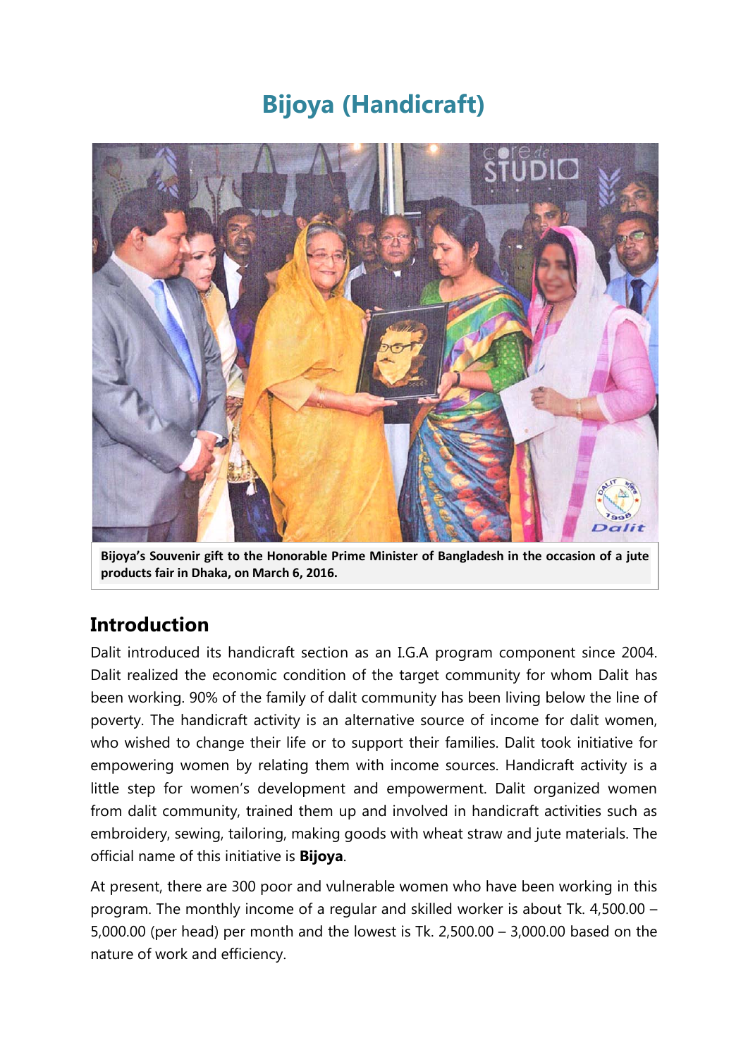# Bijoya (Handicraft)

Bijoya's Souvenir gift to the Honorable Prime Minister of Bangladesh in the occasion of a jute products fair in Dhaka, on March 6, 2016.

## Introduction

Dalit introduced its handicraft section as an I.G.A program component since 2004. Dalit realized the economic condition of the target community for whom Dalit has been working. 90% of the family of dalit community has been living below the line of poverty. The handicraft activity is an alternative source of income for dalit women, who wished to change their life or to support their families. Dalit took initiative for empowering women by relating them with income sources. Handicraft activity is a little step for women's development and empowerment. Dalit organized women from dalit community, trained them up and involved in handicraft activities such as embroidery, sewing, tailoring, making goods with wheat straw and jute materials. The official name of this initiative is **Bijoya**.

At present, there are 300 poor and vulnerable women who have been working in this program. The monthly income of a regular and skilled worker is about Tk. 4,500.00 – 5,000.00 (per head) per month and the lowest is Tk. 2,500.00 – 3,000.00 based on the nature of work and efficiency.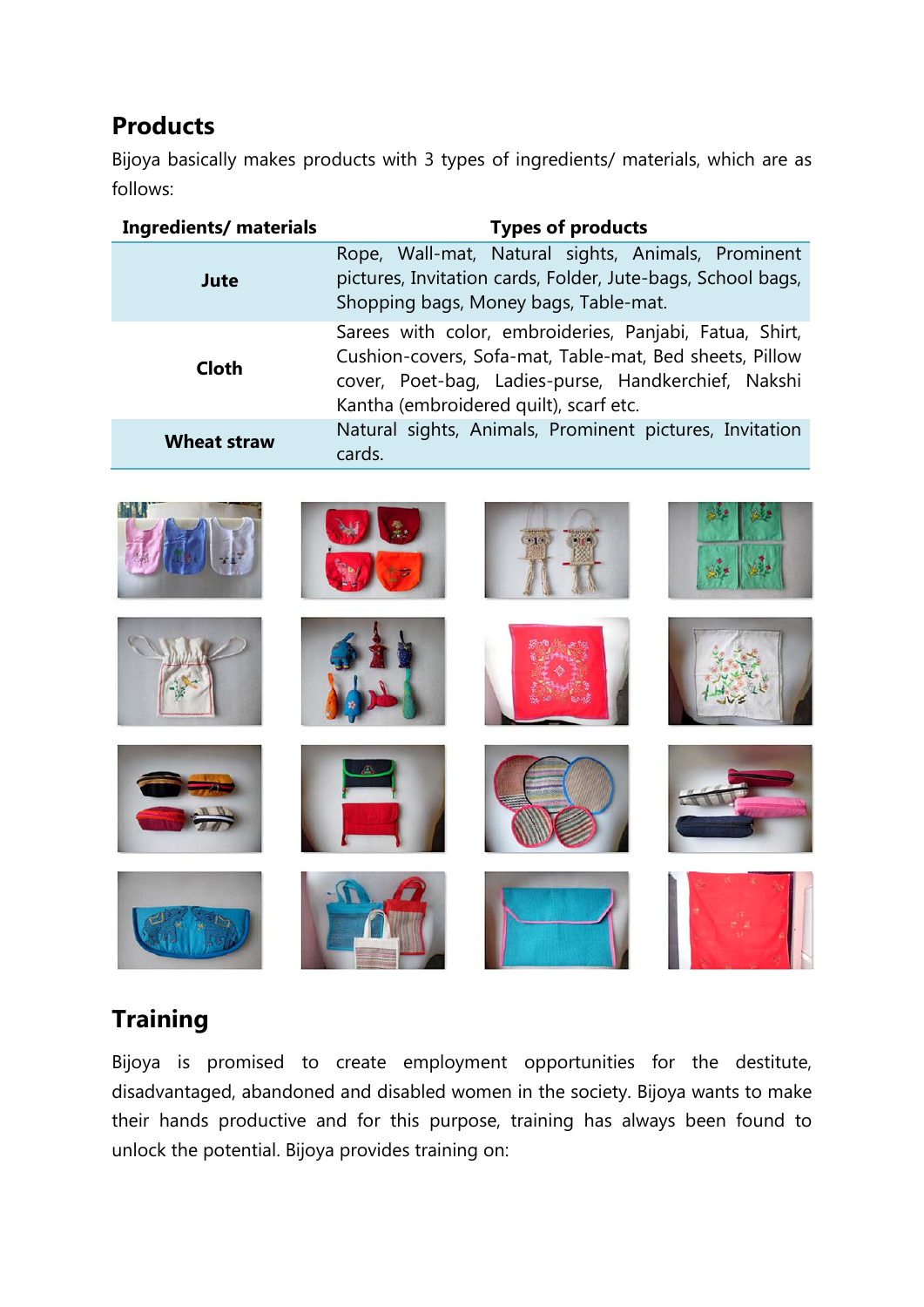## Products

Bijoya basically makes products with 3 types of ingredients/ materials, which are as follows:

| Ingredients/ materials | Types of products |
|---|---|
| **Jute** | Rope, Wall-mat, Natural sights, Animals, Prominent pictures, Invitation cards, Folder, Jute-bags, School bags, Shopping bags, Money bags, Table-mat. |
| **Cloth** | Sarees with color, embroideries, Panjabi, Fatua, Shirt, Cushion-covers, Sofa-mat, Table-mat, Bed sheets, Pillow cover, Poet-bag, Ladies-purse, Handkerchief, Nakshi Kantha (embroidered quilt), scarf etc. |
| **Wheat straw** | Natural sights, Animals, Prominent pictures, Invitation cards. |

## Training

Bijoya is promised to create employment opportunities for the destitute, disadvantaged, abandoned and disabled women in the society. Bijoya wants to make their hands productive and for this purpose, training has always been found to unlock the potential. Bijoya provides training on: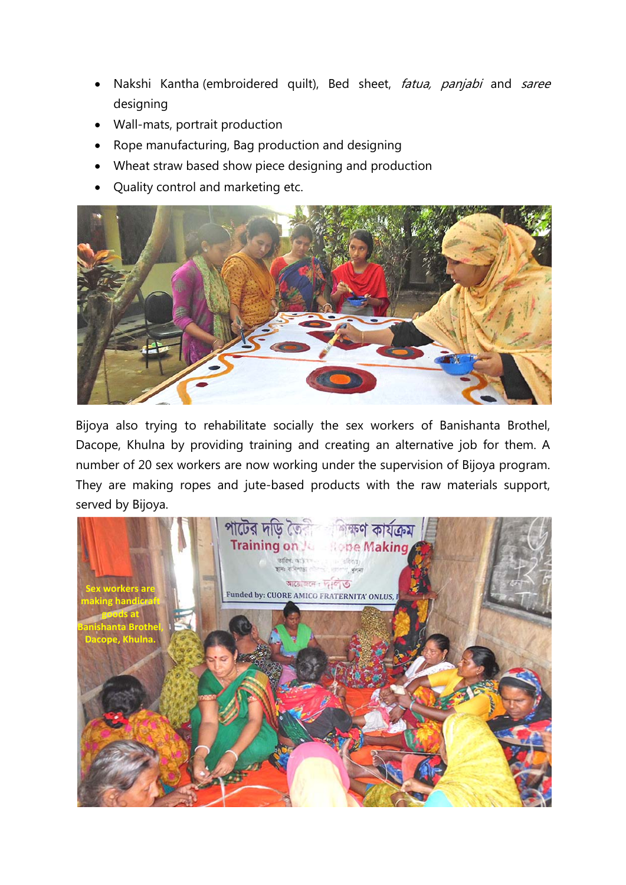- Nakshi Kantha (embroidered quilt), Bed sheet, *fatua, panjabi* and *saree* designing
- Wall-mats, portrait production
- Rope manufacturing, Bag production and designing
- Wheat straw based show piece designing and production
- Quality control and marketing etc.

Bijoya also trying to rehabilitate socially the sex workers of Banishanta Brothel, Dacope, Khulna by providing training and creating an alternative job for them. A number of 20 sex workers are now working under the supervision of Bijoya program. They are making ropes and jute-based products with the raw materials support, served by Bijoya.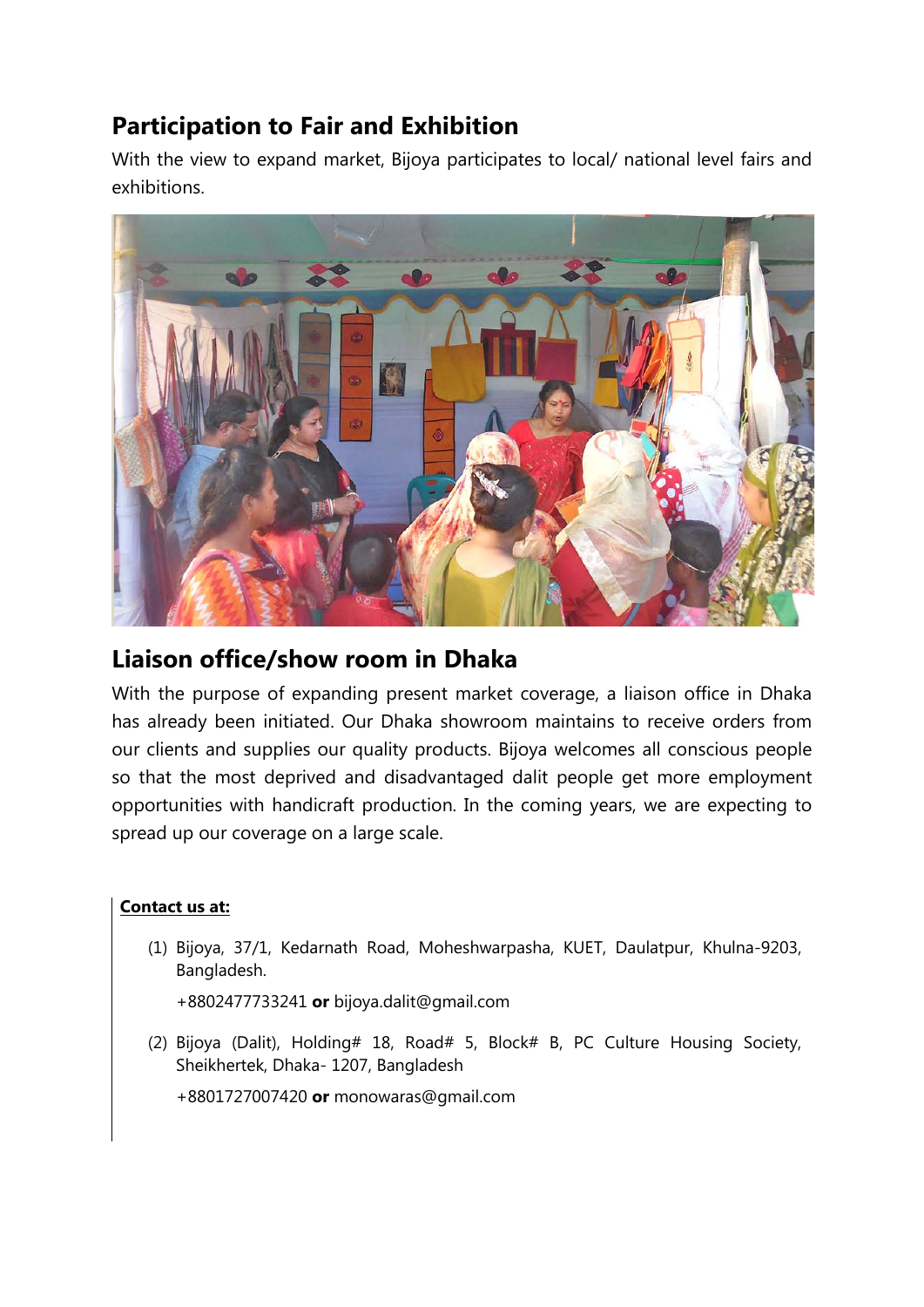## Participation to Fair and Exhibition

With the view to expand market, Bijoya participates to local/ national level fairs and exhibitions.

## Liaison office/show room in Dhaka

With the purpose of expanding present market coverage, a liaison office in Dhaka has already been initiated. Our Dhaka showroom maintains to receive orders from our clients and supplies our quality products. Bijoya welcomes all conscious people so that the most deprived and disadvantaged dalit people get more employment opportunities with handicraft production. In the coming years, we are expecting to spread up our coverage on a large scale.

**Contact us at:**

(1) Bijoya, 37/1, Kedarnath Road, Moheshwarpasha, KUET, Daulatpur, Khulna-9203, Bangladesh.

+8802477733241 **or** bijoya.dalit@gmail.com

(2) Bijoya (Dalit), Holding# 18, Road# 5, Block# B, PC Culture Housing Society, Sheikhertek, Dhaka- 1207, Bangladesh

+8801727007420 **or** monowaras@gmail.com